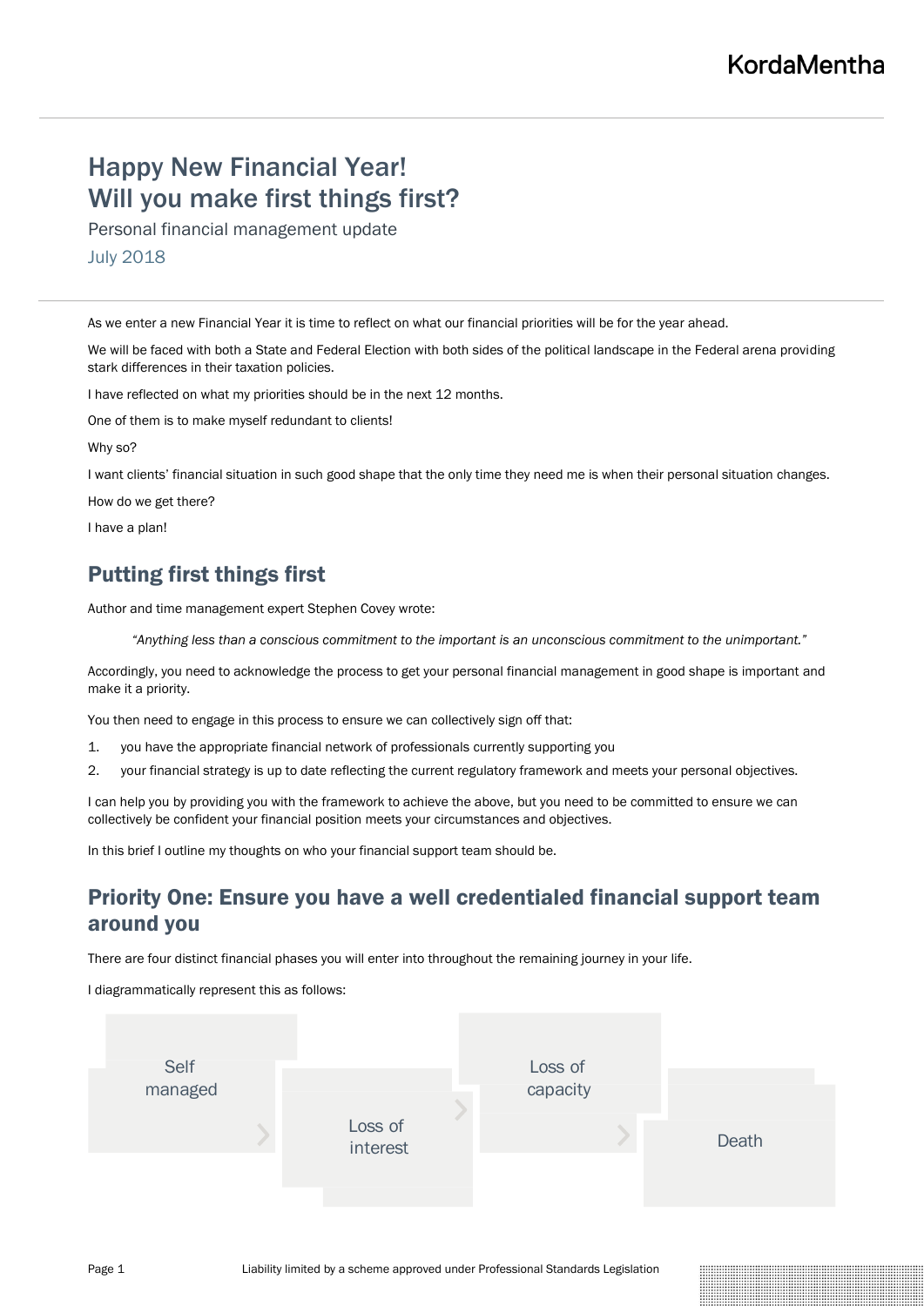# Happy New Financial Year! Will you make first things first?

Personal financial management update

July 2018

As we enter a new Financial Year it is time to reflect on what our financial priorities will be for the year ahead.

We will be faced with both a State and Federal Election with both sides of the political landscape in the Federal arena providing stark differences in their taxation policies.

I have reflected on what my priorities should be in the next 12 months.

One of them is to make myself redundant to clients!

Why so?

I want clients' financial situation in such good shape that the only time they need me is when their personal situation changes.

How do we get there?

I have a plan!

## Putting first things first

Author and time management expert Stephen Covey wrote:

> *"Anything less than a conscious commitment to the important is an unconscious commitment to the unimportant."*

Accordingly, you need to acknowledge the process to get your personal financial management in good shape is important and make it a priority.

You then need to engage in this process to ensure we can collectively sign off that:

1. you have the appropriate financial network of professionals currently supporting you
2. your financial strategy is up to date reflecting the current regulatory framework and meets your personal objectives.

I can help you by providing you with the framework to achieve the above, but you need to be committed to ensure we can collectively be confident your financial position meets your circumstances and objectives.

In this brief I outline my thoughts on who your financial support team should be.

## Priority One: Ensure you have a well credentialed financial support team around you

There are four distinct financial phases you will enter into throughout the remaining journey in your life.

I diagrammatically represent this as follows:

Self managed > Loss of interest > Loss of capacity > Death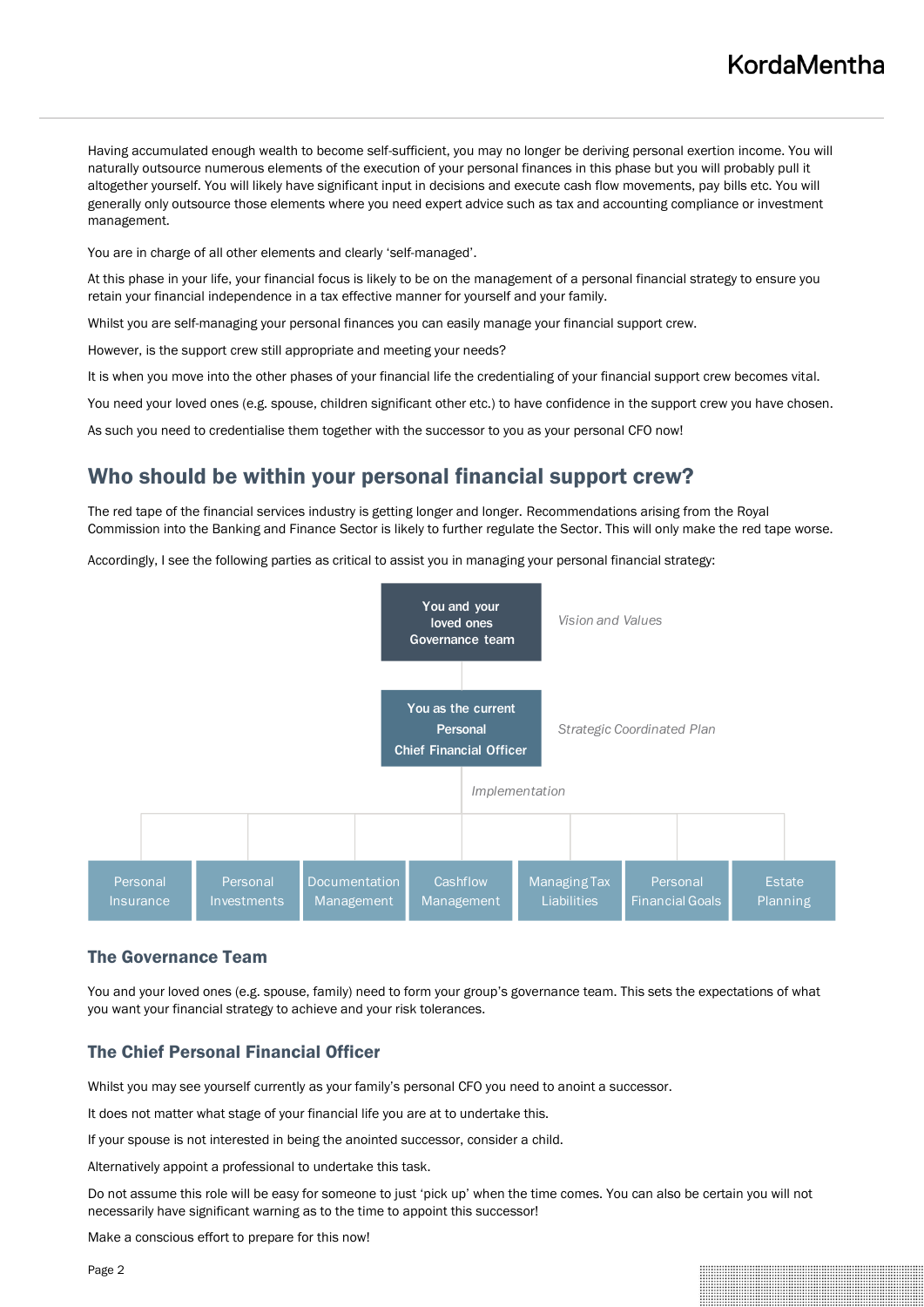Having accumulated enough wealth to become self-sufficient, you may no longer be deriving personal exertion income. You will naturally outsource numerous elements of the execution of your personal finances in this phase but you will probably pull it altogether yourself. You will likely have significant input in decisions and execute cash flow movements, pay bills etc. You will generally only outsource those elements where you need expert advice such as tax and accounting compliance or investment management.

You are in charge of all other elements and clearly 'self-managed'.

At this phase in your life, your financial focus is likely to be on the management of a personal financial strategy to ensure you retain your financial independence in a tax effective manner for yourself and your family.

Whilst you are self-managing your personal finances you can easily manage your financial support crew.

However, is the support crew still appropriate and meeting your needs?

It is when you move into the other phases of your financial life the credentialing of your financial support crew becomes vital.

You need your loved ones (e.g. spouse, children significant other etc.) to have confidence in the support crew you have chosen.

As such you need to credentialise them together with the successor to you as your personal CFO now!

## Who should be within your personal financial support crew?

The red tape of the financial services industry is getting longer and longer. Recommendations arising from the Royal Commission into the Banking and Finance Sector is likely to further regulate the Sector. This will only make the red tape worse.

Accordingly, I see the following parties as critical to assist you in managing your personal financial strategy:

- **You and your loved ones Governance team** — *Vision and Values*
  - **You as the current Personal Chief Financial Officer** — *Strategic Coordinated Plan*
    - *Implementation*
      - Personal Insurance
      - Personal Investments
      - Documentation Management
      - Cashflow Management
      - Managing Tax Liabilities
      - Personal Financial Goals
      - Estate Planning

### The Governance Team

You and your loved ones (e.g. spouse, family) need to form your group's governance team. This sets the expectations of what you want your financial strategy to achieve and your risk tolerances.

### The Chief Personal Financial Officer

Whilst you may see yourself currently as your family's personal CFO you need to anoint a successor.

It does not matter what stage of your financial life you are at to undertake this.

If your spouse is not interested in being the anointed successor, consider a child.

Alternatively appoint a professional to undertake this task.

Do not assume this role will be easy for someone to just 'pick up' when the time comes. You can also be certain you will not necessarily have significant warning as to the time to appoint this successor!

Make a conscious effort to prepare for this now!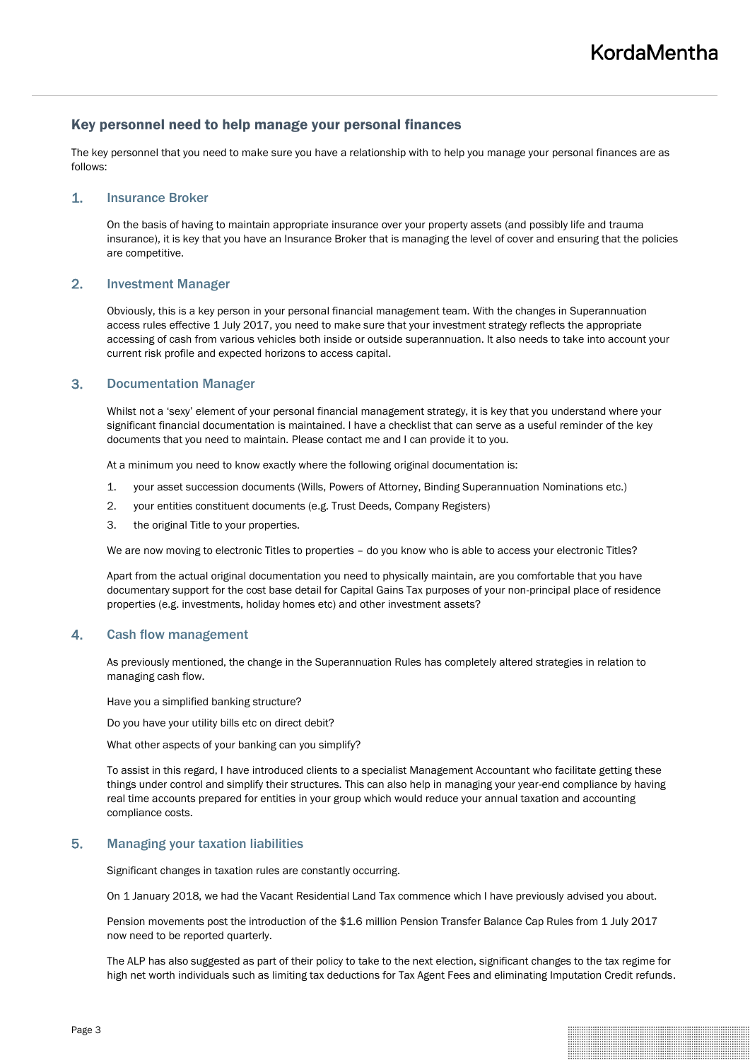## Key personnel need to help manage your personal finances

The key personnel that you need to make sure you have a relationship with to help you manage your personal finances are as follows:

### 1. Insurance Broker

On the basis of having to maintain appropriate insurance over your property assets (and possibly life and trauma insurance), it is key that you have an Insurance Broker that is managing the level of cover and ensuring that the policies are competitive.

### 2. Investment Manager

Obviously, this is a key person in your personal financial management team. With the changes in Superannuation access rules effective 1 July 2017, you need to make sure that your investment strategy reflects the appropriate accessing of cash from various vehicles both inside or outside superannuation. It also needs to take into account your current risk profile and expected horizons to access capital.

### 3. Documentation Manager

Whilst not a 'sexy' element of your personal financial management strategy, it is key that you understand where your significant financial documentation is maintained. I have a checklist that can serve as a useful reminder of the key documents that you need to maintain. Please contact me and I can provide it to you.

At a minimum you need to know exactly where the following original documentation is:

1. your asset succession documents (Wills, Powers of Attorney, Binding Superannuation Nominations etc.)
2. your entities constituent documents (e.g. Trust Deeds, Company Registers)
3. the original Title to your properties.

We are now moving to electronic Titles to properties – do you know who is able to access your electronic Titles?

Apart from the actual original documentation you need to physically maintain, are you comfortable that you have documentary support for the cost base detail for Capital Gains Tax purposes of your non-principal place of residence properties (e.g. investments, holiday homes etc) and other investment assets?

### 4. Cash flow management

As previously mentioned, the change in the Superannuation Rules has completely altered strategies in relation to managing cash flow.

Have you a simplified banking structure?

Do you have your utility bills etc on direct debit?

What other aspects of your banking can you simplify?

To assist in this regard, I have introduced clients to a specialist Management Accountant who facilitate getting these things under control and simplify their structures. This can also help in managing your year-end compliance by having real time accounts prepared for entities in your group which would reduce your annual taxation and accounting compliance costs.

### 5. Managing your taxation liabilities

Significant changes in taxation rules are constantly occurring.

On 1 January 2018, we had the Vacant Residential Land Tax commence which I have previously advised you about.

Pension movements post the introduction of the $1.6 million Pension Transfer Balance Cap Rules from 1 July 2017 now need to be reported quarterly.

The ALP has also suggested as part of their policy to take to the next election, significant changes to the tax regime for high net worth individuals such as limiting tax deductions for Tax Agent Fees and eliminating Imputation Credit refunds.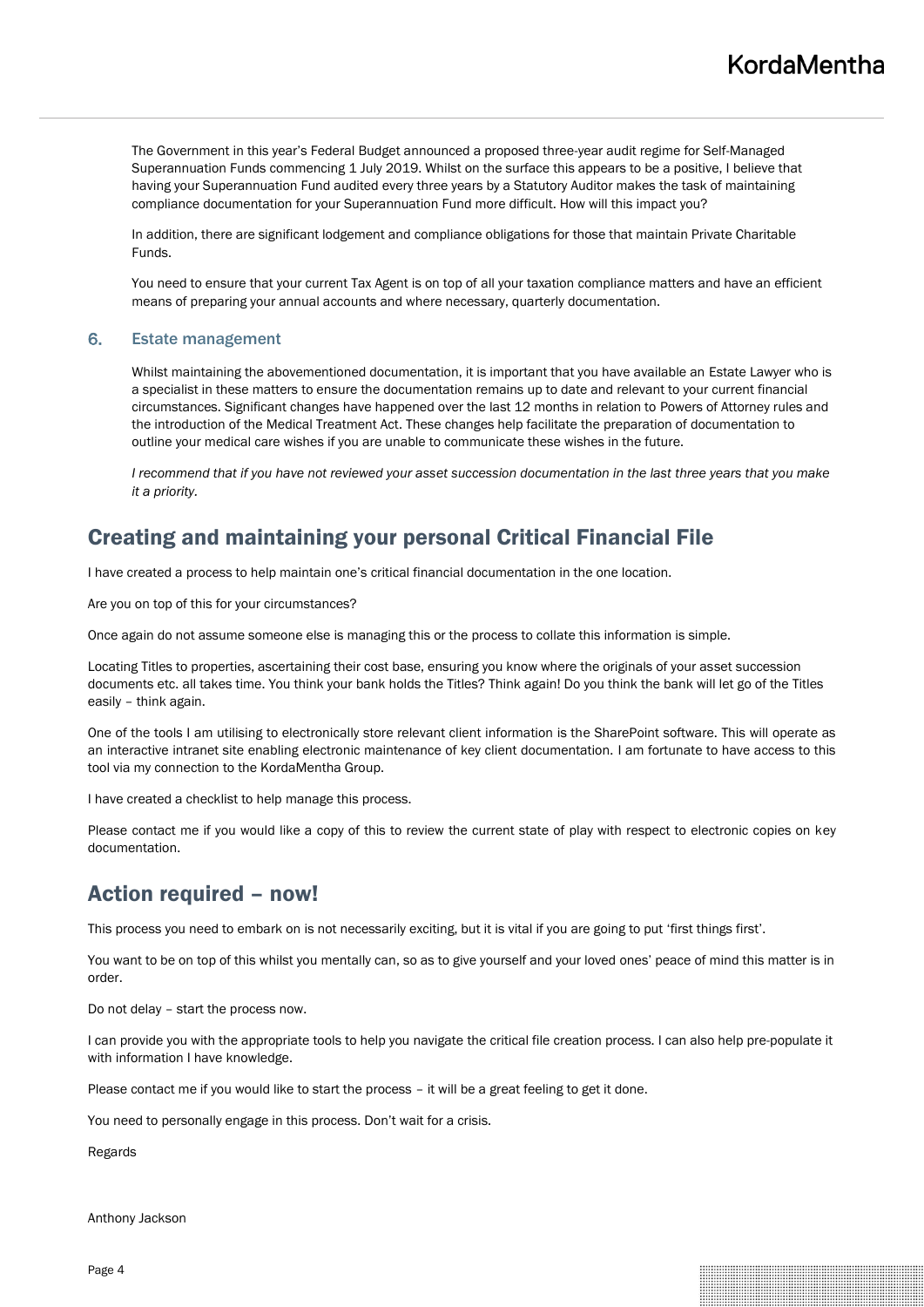The Government in this year's Federal Budget announced a proposed three-year audit regime for Self-Managed Superannuation Funds commencing 1 July 2019. Whilst on the surface this appears to be a positive, I believe that having your Superannuation Fund audited every three years by a Statutory Auditor makes the task of maintaining compliance documentation for your Superannuation Fund more difficult. How will this impact you?

In addition, there are significant lodgement and compliance obligations for those that maintain Private Charitable Funds.

You need to ensure that your current Tax Agent is on top of all your taxation compliance matters and have an efficient means of preparing your annual accounts and where necessary, quarterly documentation.

### 6. Estate management

Whilst maintaining the abovementioned documentation, it is important that you have available an Estate Lawyer who is a specialist in these matters to ensure the documentation remains up to date and relevant to your current financial circumstances. Significant changes have happened over the last 12 months in relation to Powers of Attorney rules and the introduction of the Medical Treatment Act. These changes help facilitate the preparation of documentation to outline your medical care wishes if you are unable to communicate these wishes in the future.

*I recommend that if you have not reviewed your asset succession documentation in the last three years that you make it a priority.*

## Creating and maintaining your personal Critical Financial File

I have created a process to help maintain one's critical financial documentation in the one location.

Are you on top of this for your circumstances?

Once again do not assume someone else is managing this or the process to collate this information is simple.

Locating Titles to properties, ascertaining their cost base, ensuring you know where the originals of your asset succession documents etc. all takes time. You think your bank holds the Titles? Think again! Do you think the bank will let go of the Titles easily – think again.

One of the tools I am utilising to electronically store relevant client information is the SharePoint software. This will operate as an interactive intranet site enabling electronic maintenance of key client documentation. I am fortunate to have access to this tool via my connection to the KordaMentha Group.

I have created a checklist to help manage this process.

Please contact me if you would like a copy of this to review the current state of play with respect to electronic copies on key documentation.

## Action required – now!

This process you need to embark on is not necessarily exciting, but it is vital if you are going to put 'first things first'.

You want to be on top of this whilst you mentally can, so as to give yourself and your loved ones' peace of mind this matter is in order.

Do not delay – start the process now.

I can provide you with the appropriate tools to help you navigate the critical file creation process. I can also help pre-populate it with information I have knowledge.

Please contact me if you would like to start the process – it will be a great feeling to get it done.

You need to personally engage in this process. Don't wait for a crisis.

Regards

Anthony Jackson